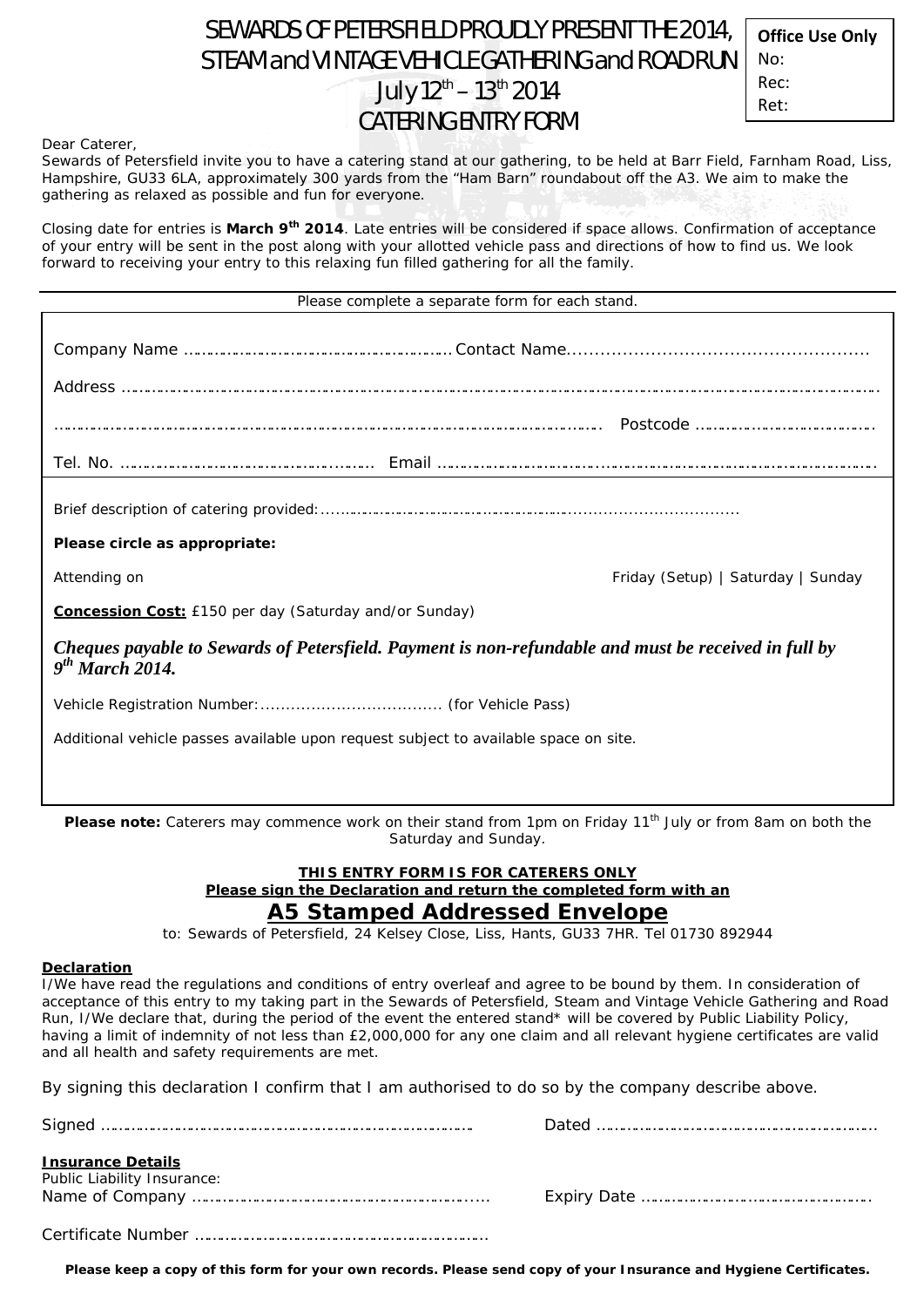# SEWARDS OF PETERSFIELD PROUDLY PRESENT THE 2014, STEAM and VINTAGE VEHICLE GATHERING and ROAD RUN July 12th – 13th 2014 CATERING ENTRY FORM

**Office Use Only**
No:
Rec:
Ret:

Dear Caterer,
Sewards of Petersfield invite you to have a catering stand at our gathering, to be held at Barr Field, Farnham Road, Liss, Hampshire, GU33 6LA, approximately 300 yards from the "Ham Barn" roundabout off the A3. We aim to make the gathering as relaxed as possible and fun for everyone.

Closing date for entries is **March 9th 2014**. Late entries will be considered if space allows. Confirmation of acceptance of your entry will be sent in the post along with your allotted vehicle pass and directions of how to find us. We look forward to receiving your entry to this relaxing fun filled gathering for all the family.

Please complete a separate form for each stand.

Company Name ………………………………………………… Contact Name……………………………………………

Address ……………………………………………………………………………………………………………………

…………………………………………………………………………………… Postcode ……………………………

Tel. No. …………………………………………… Email ……………………………………………………………

Brief description of catering provided:……………………………………………………………………

**Please circle as appropriate:**

Attending on Friday (Setup) | Saturday | Sunday

**Concession Cost:** £150 per day (Saturday and/or Sunday)

***Cheques payable to Sewards of Petersfield. Payment is non-refundable and must be received in full by 9th March 2014.***

Vehicle Registration Number:……………………………… (for Vehicle Pass)

Additional vehicle passes available upon request subject to available space on site.

**Please note:** Caterers may commence work on their stand from 1pm on Friday 11th July or from 8am on both the Saturday and Sunday.

**THIS ENTRY FORM IS FOR CATERERS ONLY**
**Please sign the Declaration and return the completed form with an**
## A5 Stamped Addressed Envelope
to: Sewards of Petersfield, 24 Kelsey Close, Liss, Hants, GU33 7HR. Tel 01730 892944

**Declaration**
I/We have read the regulations and conditions of entry overleaf and agree to be bound by them. In consideration of acceptance of this entry to my taking part in the Sewards of Petersfield, Steam and Vintage Vehicle Gathering and Road Run, I/We declare that, during the period of the event the entered stand* will be covered by Public Liability Policy, having a limit of indemnity of not less than £2,000,000 for any one claim and all relevant hygiene certificates are valid and all health and safety requirements are met.

By signing this declaration I confirm that I am authorised to do so by the company describe above.

Signed ……………………………………………………………… Dated ………………………………………………

**Insurance Details**
Public Liability Insurance:
Name of Company ……………………………………………… Expiry Date ……………………………………

Certificate Number ……………………………………………

**Please keep a copy of this form for your own records. Please send copy of your Insurance and Hygiene Certificates.**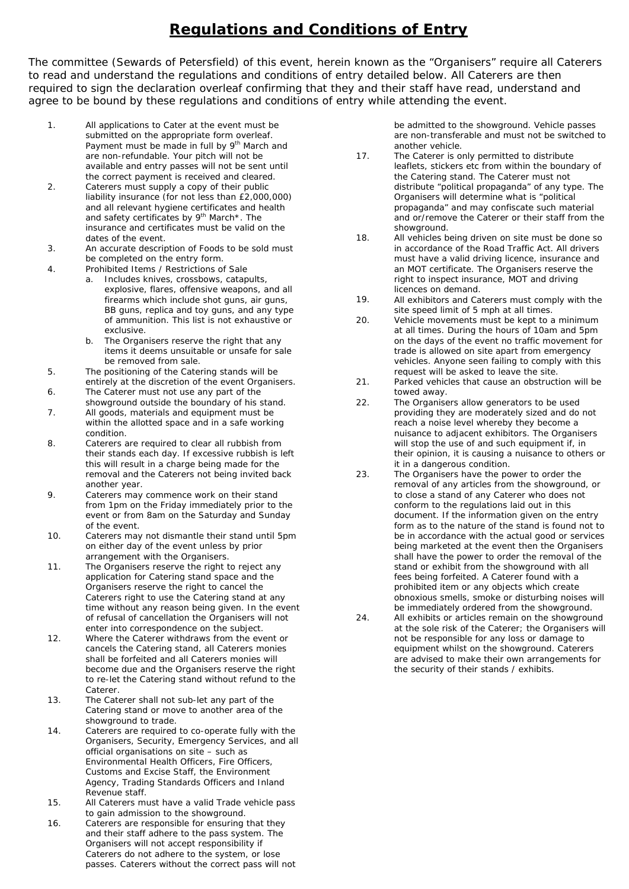# **Regulations and Conditions of Entry**

The committee (Sewards of Petersfield) of this event, herein known as the "Organisers" require all Caterers to read and understand the regulations and conditions of entry detailed below. All Caterers are then required to sign the declaration overleaf confirming that they and their staff have read, understand and agree to be bound by these regulations and conditions of entry while attending the event.

1. All applications to Cater at the event must be submitted on the appropriate form overleaf. Payment must be made in full by 9th March and are non-refundable. Your pitch will not be available and entry passes will not be sent until the correct payment is received and cleared.
2. Caterers must supply a copy of their public liability insurance (for not less than £2,000,000) and all relevant hygiene certificates and health and safety certificates by 9th March*. The insurance and certificates must be valid on the dates of the event.
3. An accurate description of Foods to be sold must be completed on the entry form.
4. Prohibited Items / Restrictions of Sale
   a. Includes knives, crossbows, catapults, explosive, flares, offensive weapons, and all firearms which include shot guns, air guns, BB guns, replica and toy guns, and any type of ammunition. This list is not exhaustive or exclusive.
   b. The Organisers reserve the right that any items it deems unsuitable or unsafe for sale be removed from sale.
5. The positioning of the Catering stands will be entirely at the discretion of the event Organisers.
6. The Caterer must not use any part of the showground outside the boundary of his stand.
7. All goods, materials and equipment must be within the allotted space and in a safe working condition.
8. Caterers are required to clear all rubbish from their stands each day. If excessive rubbish is left this will result in a charge being made for the removal and the Caterers not being invited back another year.
9. Caterers may commence work on their stand from 1pm on the Friday immediately prior to the event or from 8am on the Saturday and Sunday of the event.
10. Caterers may not dismantle their stand until 5pm on either day of the event unless by prior arrangement with the Organisers.
11. The Organisers reserve the right to reject any application for Catering stand space and the Organisers reserve the right to cancel the Caterers right to use the Catering stand at any time without any reason being given. In the event of refusal of cancellation the Organisers will not enter into correspondence on the subject.
12. Where the Caterer withdraws from the event or cancels the Catering stand, all Caterers monies shall be forfeited and all Caterers monies will become due and the Organisers reserve the right to re-let the Catering stand without refund to the Caterer.
13. The Caterer shall not sub-let any part of the Catering stand or move to another area of the showground to trade.
14. Caterers are required to co-operate fully with the Organisers, Security, Emergency Services, and all official organisations on site – such as Environmental Health Officers, Fire Officers, Customs and Excise Staff, the Environment Agency, Trading Standards Officers and Inland Revenue staff.
15. All Caterers must have a valid Trade vehicle pass to gain admission to the showground.
16. Caterers are responsible for ensuring that they and their staff adhere to the pass system. The Organisers will not accept responsibility if Caterers do not adhere to the system, or lose passes. Caterers without the correct pass will not be admitted to the showground. Vehicle passes are non-transferable and must not be switched to another vehicle.
17. The Caterer is only permitted to distribute leaflets, stickers etc from within the boundary of the Catering stand. The Caterer must not distribute "political propaganda" of any type. The Organisers will determine what is "political propaganda" and may confiscate such material and or/remove the Caterer or their staff from the showground.
18. All vehicles being driven on site must be done so in accordance of the Road Traffic Act. All drivers must have a valid driving licence, insurance and an MOT certificate. The Organisers reserve the right to inspect insurance, MOT and driving licences on demand.
19. All exhibitors and Caterers must comply with the site speed limit of 5 mph at all times.
20. Vehicle movements must be kept to a minimum at all times. During the hours of 10am and 5pm on the days of the event no traffic movement for trade is allowed on site apart from emergency vehicles. Anyone seen failing to comply with this request will be asked to leave the site.
21. Parked vehicles that cause an obstruction will be towed away.
22. The Organisers allow generators to be used providing they are moderately sized and do not reach a noise level whereby they become a nuisance to adjacent exhibitors. The Organisers will stop the use of and such equipment if, in their opinion, it is causing a nuisance to others or it in a dangerous condition.
23. The Organisers have the power to order the removal of any articles from the showground, or to close a stand of any Caterer who does not conform to the regulations laid out in this document. If the information given on the entry form as to the nature of the stand is found not to be in accordance with the actual good or services being marketed at the event then the Organisers shall have the power to order the removal of the stand or exhibit from the showground with all fees being forfeited. A Caterer found with a prohibited item or any objects which create obnoxious smells, smoke or disturbing noises will be immediately ordered from the showground.
24. All exhibits or articles remain on the showground at the sole risk of the Caterer; the Organisers will not be responsible for any loss or damage to equipment whilst on the showground. Caterers are advised to make their own arrangements for the security of their stands / exhibits.